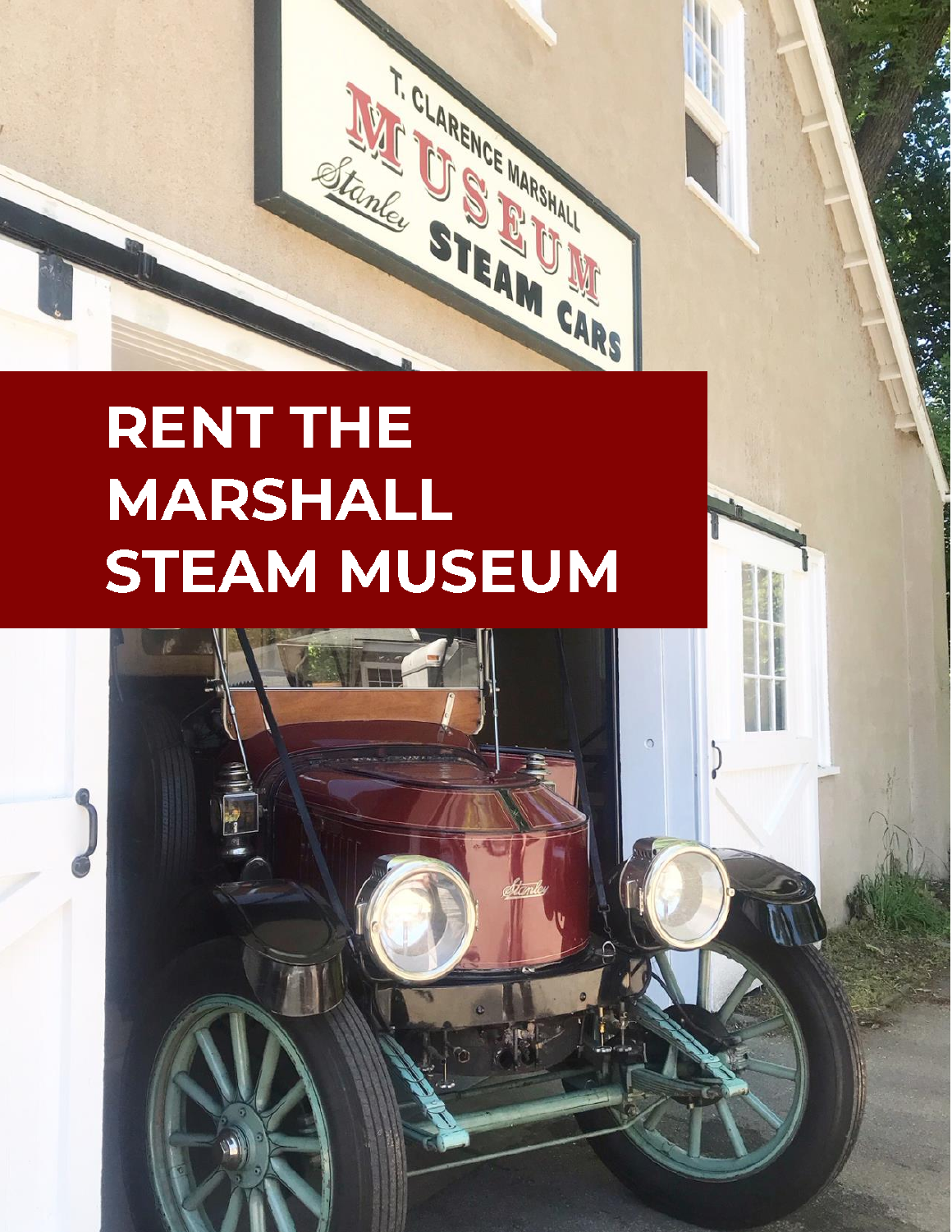# RENT THE MARSHALL STEAM MUSEUM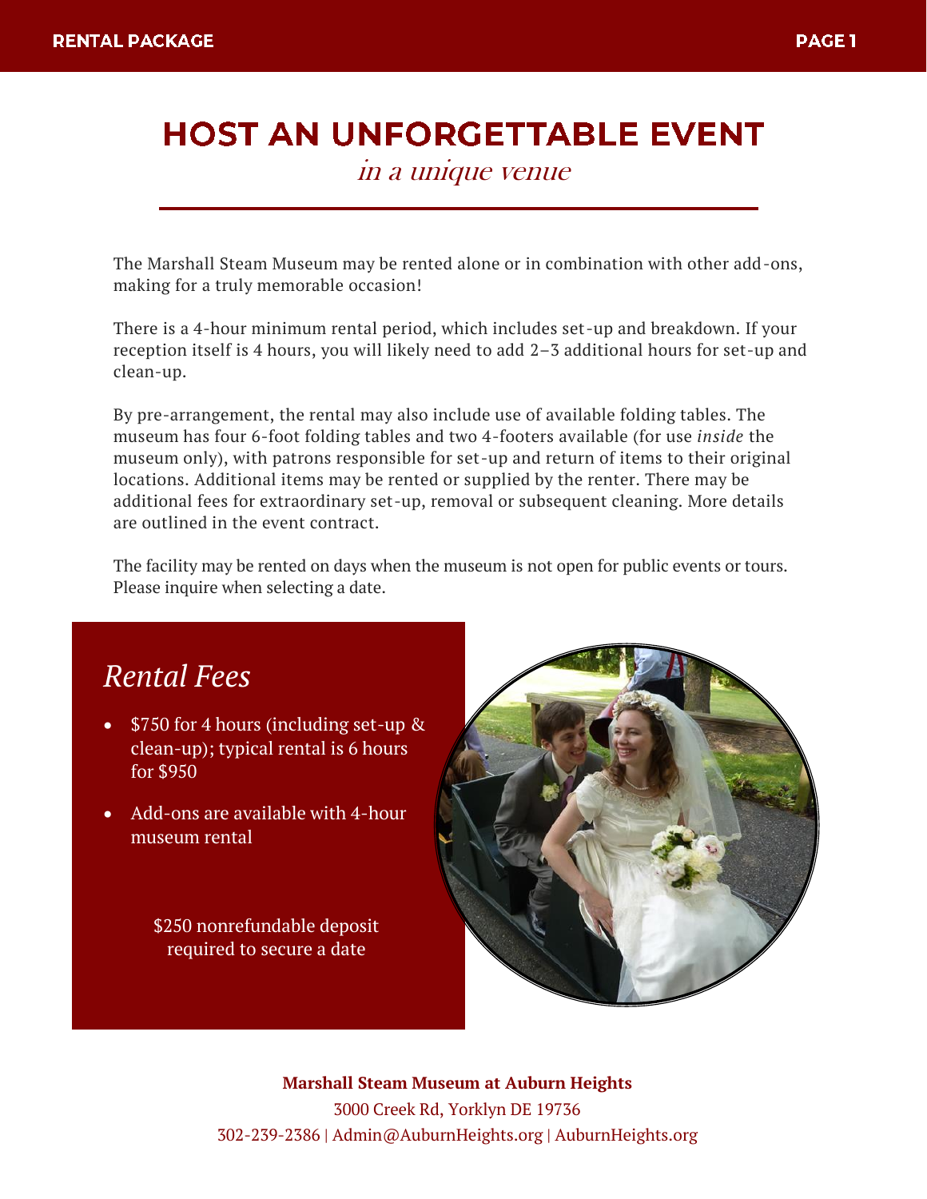# HOST AN UNFORGETTABLE EVENT

*in a unique venue*

The Marshall Steam Museum may be rented alone or in combination with other add-ons, making for a truly memorable occasion!

There is a 4-hour minimum rental period, which includes set-up and breakdown. If your reception itself is 4 hours, you will likely need to add 2–3 additional hours for set-up and clean-up.

By pre-arrangement, the rental may also include use of available folding tables. The museum has four 6-foot folding tables and two 4-footers available (for use *inside* the museum only), with patrons responsible for set-up and return of items to their original locations. Additional items may be rented or supplied by the renter. There may be additional fees for extraordinary set-up, removal or subsequent cleaning. More details are outlined in the event contract.

The facility may be rented on days when the museum is not open for public events or tours. Please inquire when selecting a date.

## *Rental Fees*

- $750 for 4 hours (including set-up & clean-up); typical rental is 6 hours for $950
- Add-ons are available with 4-hour museum rental

$250 nonrefundable deposit required to secure a date

**Marshall Steam Museum at Auburn Heights**
3000 Creek Rd, Yorklyn DE 19736
302-239-2386 | Admin@AuburnHeights.org | AuburnHeights.org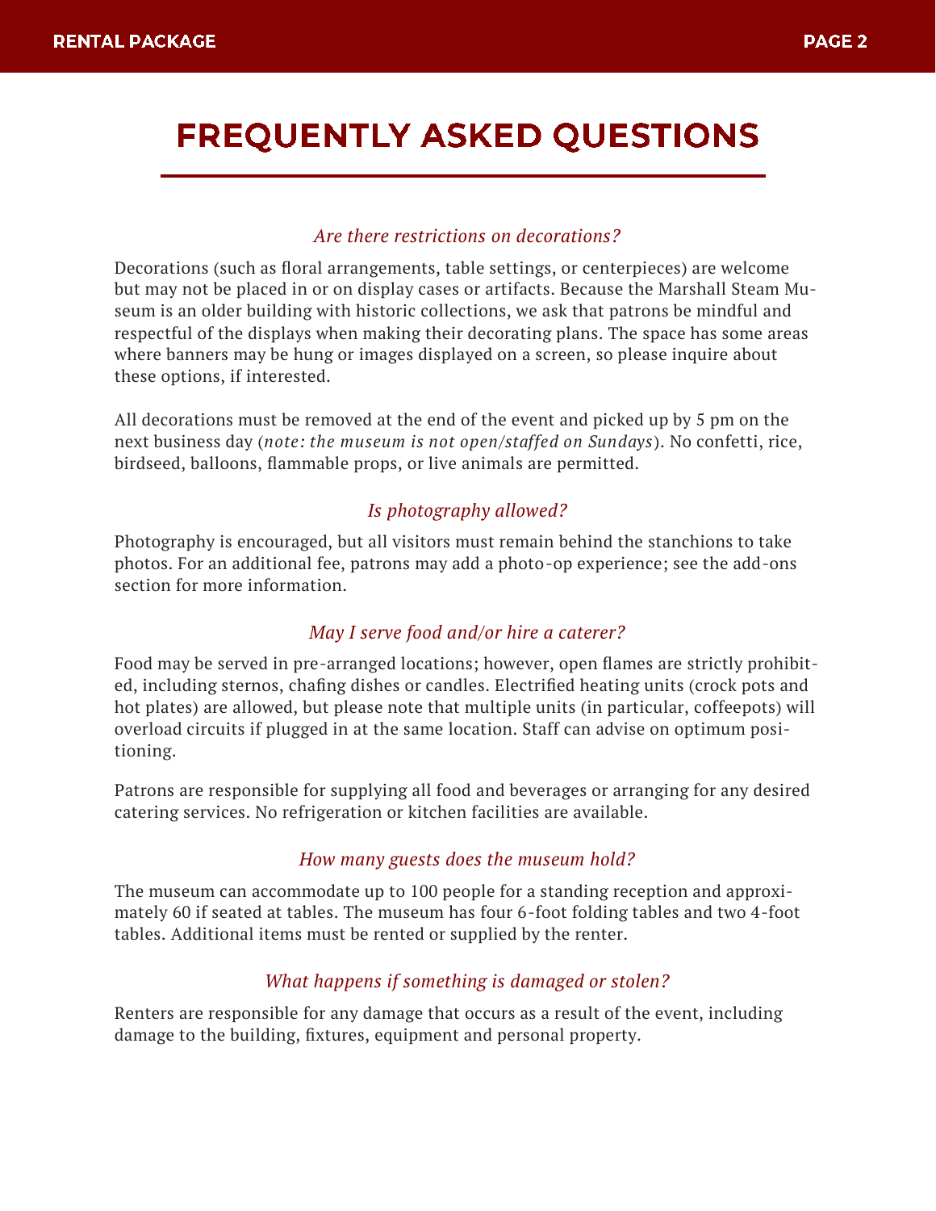# FREQUENTLY ASKED QUESTIONS

### *Are there restrictions on decorations?*

Decorations (such as floral arrangements, table settings, or centerpieces) are welcome but may not be placed in or on display cases or artifacts. Because the Marshall Steam Museum is an older building with historic collections, we ask that patrons be mindful and respectful of the displays when making their decorating plans. The space has some areas where banners may be hung or images displayed on a screen, so please inquire about these options, if interested.

All decorations must be removed at the end of the event and picked up by 5 pm on the next business day (*note: the museum is not open/staffed on Sundays*). No confetti, rice, birdseed, balloons, flammable props, or live animals are permitted.

### *Is photography allowed?*

Photography is encouraged, but all visitors must remain behind the stanchions to take photos. For an additional fee, patrons may add a photo-op experience; see the add-ons section for more information.

### *May I serve food and/or hire a caterer?*

Food may be served in pre-arranged locations; however, open flames are strictly prohibited, including sternos, chafing dishes or candles. Electrified heating units (crock pots and hot plates) are allowed, but please note that multiple units (in particular, coffeepots) will overload circuits if plugged in at the same location. Staff can advise on optimum positioning.

Patrons are responsible for supplying all food and beverages or arranging for any desired catering services. No refrigeration or kitchen facilities are available.

### *How many guests does the museum hold?*

The museum can accommodate up to 100 people for a standing reception and approximately 60 if seated at tables. The museum has four 6-foot folding tables and two 4-foot tables. Additional items must be rented or supplied by the renter.

### *What happens if something is damaged or stolen?*

Renters are responsible for any damage that occurs as a result of the event, including damage to the building, fixtures, equipment and personal property.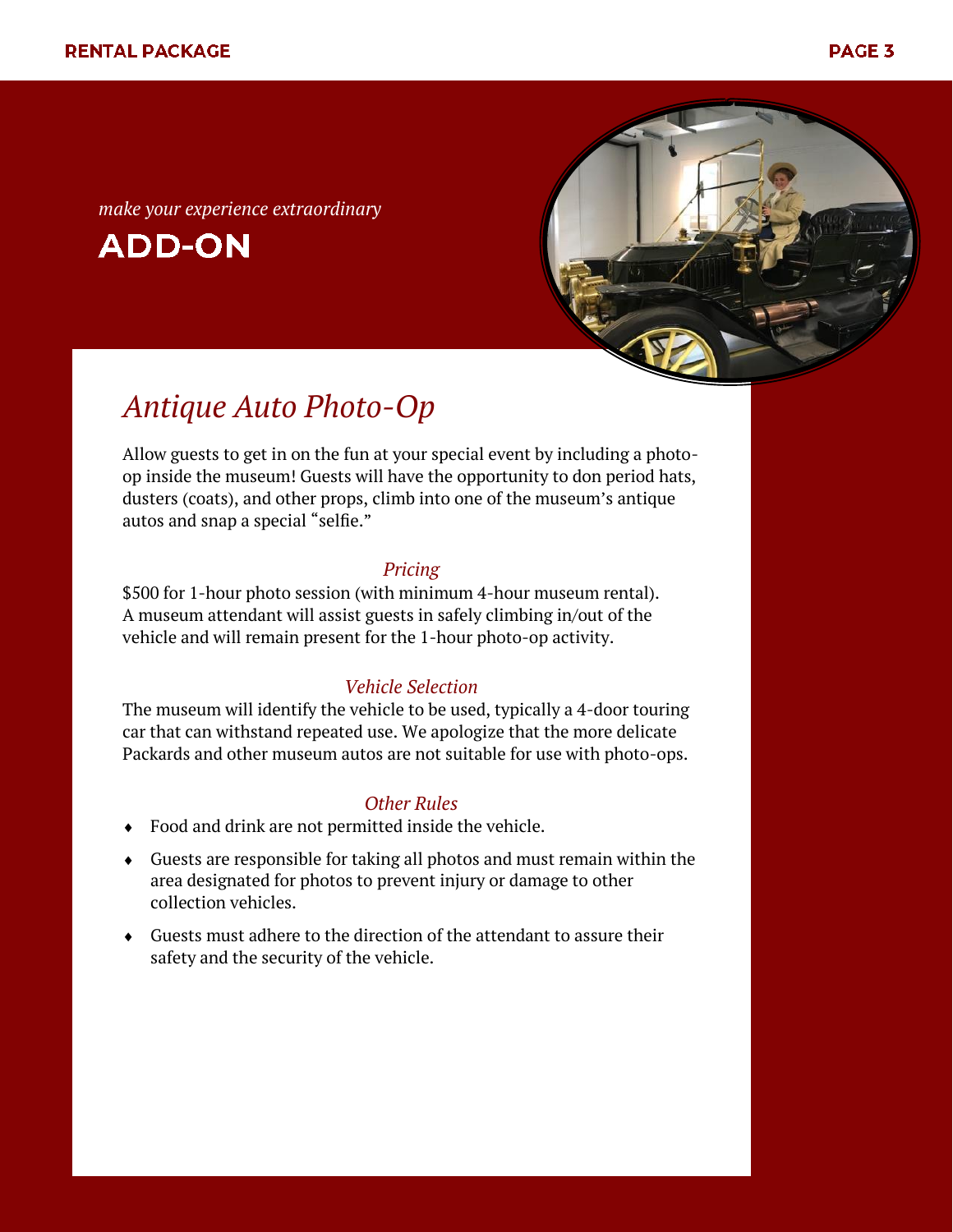*make your experience extraordinary*

# ADD-ON

## *Antique Auto Photo-Op*

Allow guests to get in on the fun at your special event by including a photo-op inside the museum! Guests will have the opportunity to don period hats, dusters (coats), and other props, climb into one of the museum's antique autos and snap a special "selfie."

### *Pricing*

$500 for 1-hour photo session (with minimum 4-hour museum rental). A museum attendant will assist guests in safely climbing in/out of the vehicle and will remain present for the 1-hour photo-op activity.

### *Vehicle Selection*

The museum will identify the vehicle to be used, typically a 4-door touring car that can withstand repeated use. We apologize that the more delicate Packards and other museum autos are not suitable for use with photo-ops.

### *Other Rules*

- Food and drink are not permitted inside the vehicle.
- Guests are responsible for taking all photos and must remain within the area designated for photos to prevent injury or damage to other collection vehicles.
- Guests must adhere to the direction of the attendant to assure their safety and the security of the vehicle.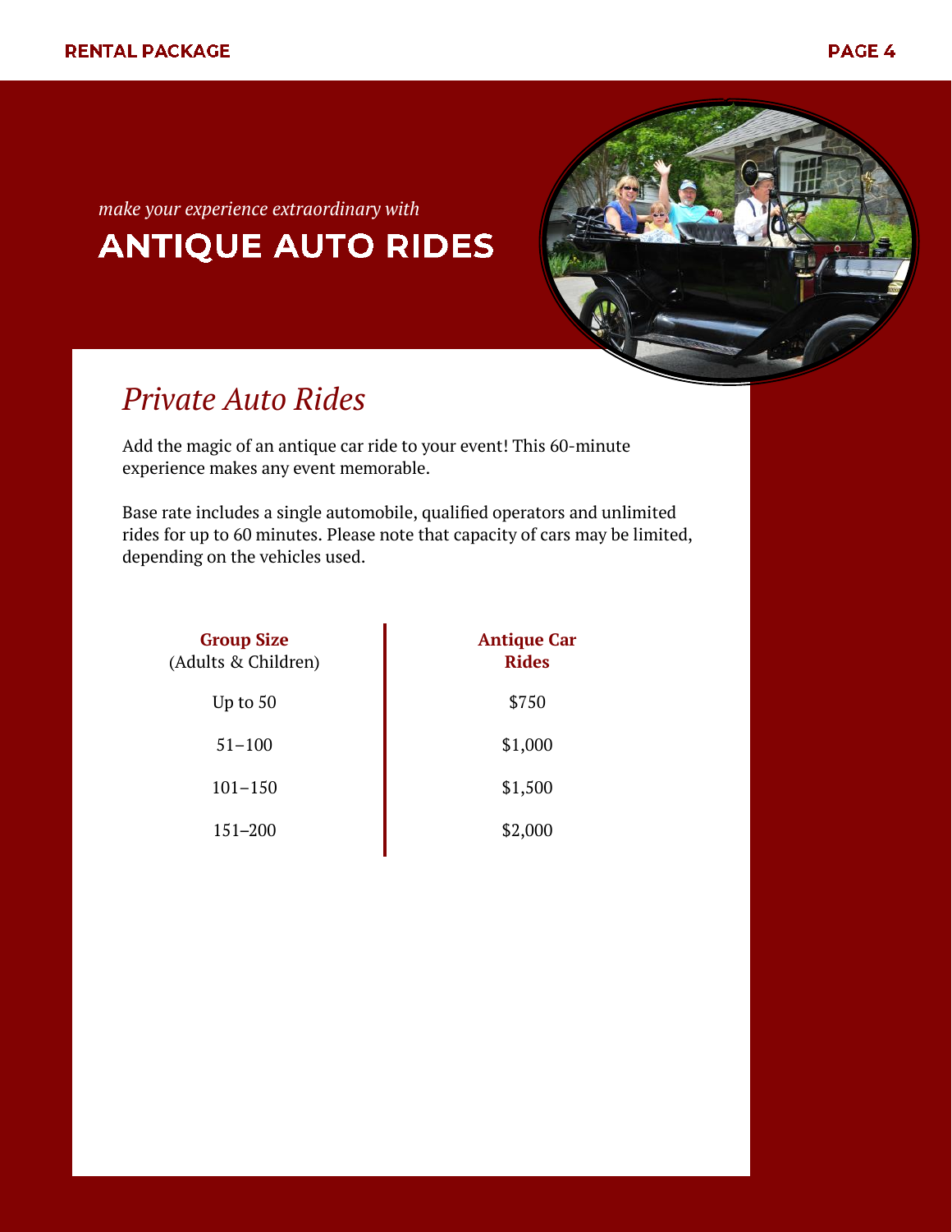*make your experience extraordinary with*

# ANTIQUE AUTO RIDES

## *Private Auto Rides*

Add the magic of an antique car ride to your event! This 60-minute experience makes any event memorable.

Base rate includes a single automobile, qualified operators and unlimited rides for up to 60 minutes. Please note that capacity of cars may be limited, depending on the vehicles used.

| **Group Size** (Adults & Children) | **Antique Car Rides** |
|---|---|
| Up to 50 | $750 |
| 51–100 | $1,000 |
| 101–150 | $1,500 |
| 151–200 | $2,000 |